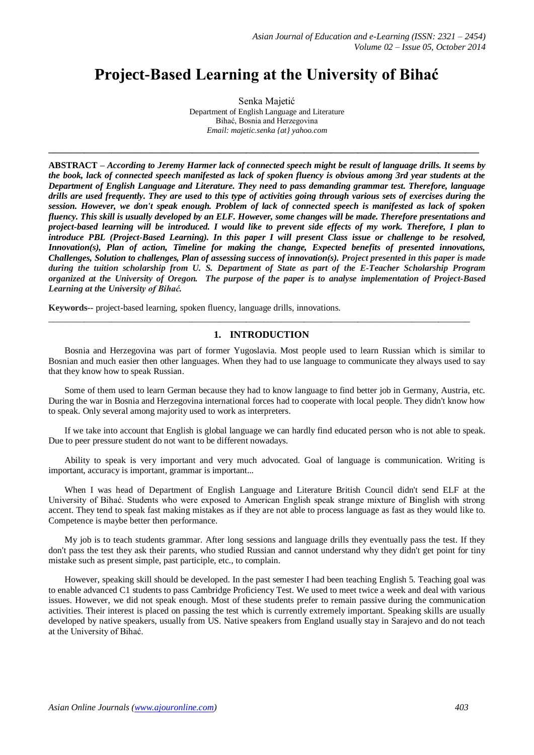# Project-Based Learning at the University of Bihać

Senka Majetić
Department of English Language and Literature
Bihać, Bosnia and Herzegovina
*Email: majetic.senka {at} yahoo.com*

---

**ABSTRACT –** ***According to Jeremy Harmer lack of connected speech might be result of language drills. It seems by the book, lack of connected speech manifested as lack of spoken fluency is obvious among 3rd year students at the Department of English Language and Literature. They need to pass demanding grammar test. Therefore, language drills are used frequently. They are used to this type of activities going through various sets of exercises during the session. However, we don't speak enough. Problem of lack of connected speech is manifested as lack of spoken fluency. This skill is usually developed by an ELF. However, some changes will be made. Therefore presentations and project-based learning will be introduced. I would like to prevent side effects of my work. Therefore, I plan to introduce PBL (Project-Based Learning). In this paper I will present Class issue or challenge to be resolved, Innovation(s), Plan of action, Timeline for making the change, Expected benefits of presented innovations, Challenges, Solution to challenges, Plan of assessing success of innovation(s). Project presented in this paper is made during the tuition scholarship from U. S. Department of State as part of the E-Teacher Scholarship Program organized at the University of Oregon. The purpose of the paper is to analyse implementation of Project-Based Learning at the University of Bihać.***

**Keywords**-- project-based learning, spoken fluency, language drills, innovations.

---

## 1. INTRODUCTION

Bosnia and Herzegovina was part of former Yugoslavia. Most people used to learn Russian which is similar to Bosnian and much easier then other languages. When they had to use language to communicate they always used to say that they know how to speak Russian.

Some of them used to learn German because they had to know language to find better job in Germany, Austria, etc. During the war in Bosnia and Herzegovina international forces had to cooperate with local people. They didn't know how to speak. Only several among majority used to work as interpreters.

If we take into account that English is global language we can hardly find educated person who is not able to speak. Due to peer pressure student do not want to be different nowadays.

Ability to speak is very important and very much advocated. Goal of language is communication. Writing is important, accuracy is important, grammar is important...

When I was head of Department of English Language and Literature British Council didn't send ELF at the University of Bihać. Students who were exposed to American English speak strange mixture of Binglish with strong accent. They tend to speak fast making mistakes as if they are not able to process language as fast as they would like to. Competence is maybe better then performance.

My job is to teach students grammar. After long sessions and language drills they eventually pass the test. If they don't pass the test they ask their parents, who studied Russian and cannot understand why they didn't get point for tiny mistake such as present simple, past participle, etc., to complain.

However, speaking skill should be developed. In the past semester I had been teaching English 5. Teaching goal was to enable advanced C1 students to pass Cambridge Proficiency Test. We used to meet twice a week and deal with various issues. However, we did not speak enough. Most of these students prefer to remain passive during the communication activities. Their interest is placed on passing the test which is currently extremely important. Speaking skills are usually developed by native speakers, usually from US. Native speakers from England usually stay in Sarajevo and do not teach at the University of Bihać.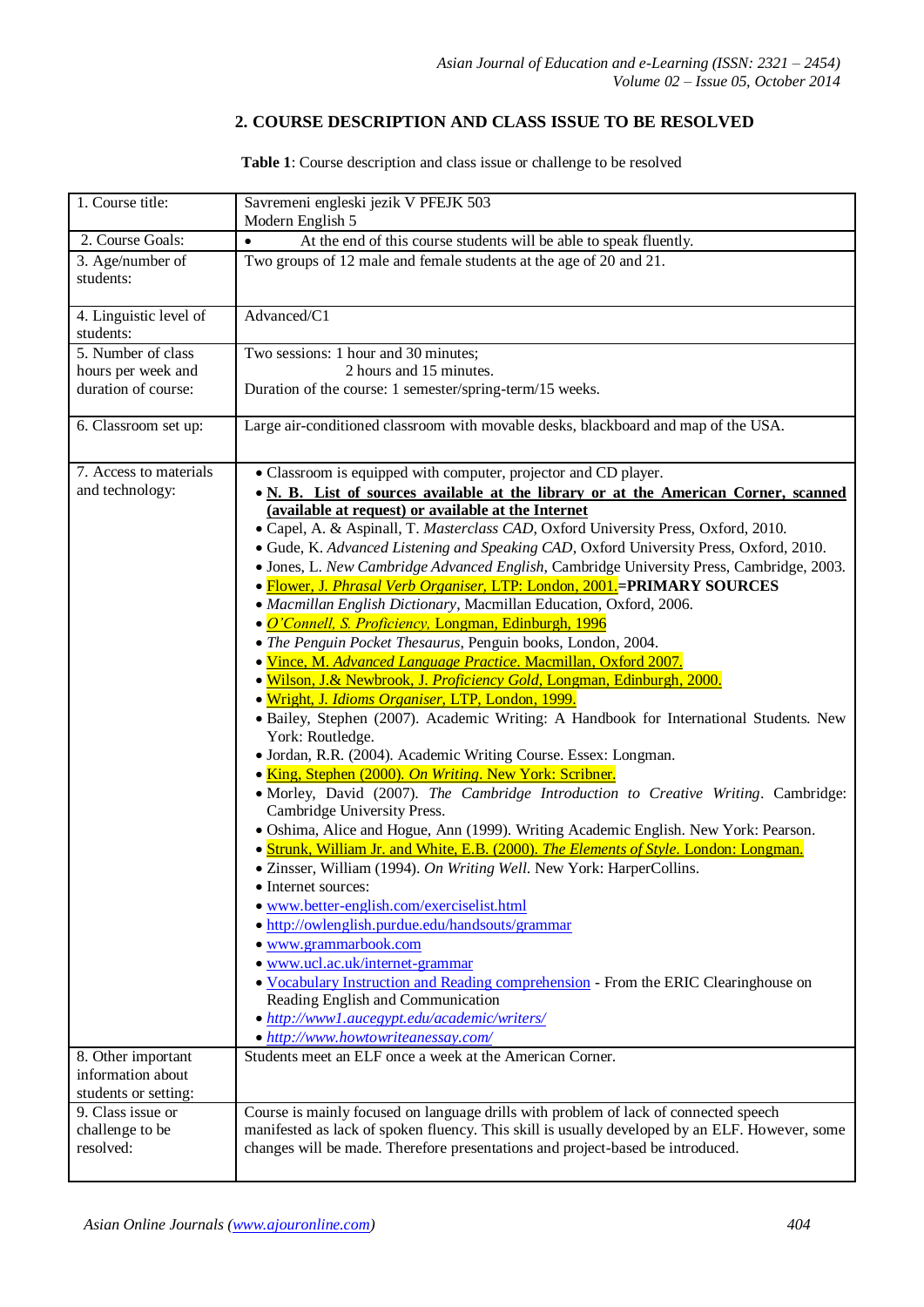## 2. COURSE DESCRIPTION AND CLASS ISSUE TO BE RESOLVED

**Table 1**: Course description and class issue or challenge to be resolved

| | |
|---|---|
| 1. Course title: | Savremeni engleski jezik V PFEJK 503<br>Modern English 5 |
| 2. Course Goals: | • At the end of this course students will be able to speak fluently. |
| 3. Age/number of students: | Two groups of 12 male and female students at the age of 20 and 21. |
| 4. Linguistic level of students: | Advanced/C1 |
| 5. Number of class hours per week and duration of course: | Two sessions: 1 hour and 30 minutes;<br>2 hours and 15 minutes.<br>Duration of the course: 1 semester/spring-term/15 weeks. |
| 6. Classroom set up: | Large air-conditioned classroom with movable desks, blackboard and map of the USA. |
| 7. Access to materials and technology: | • Classroom is equipped with computer, projector and CD player.<br>• **N. B. List of sources available at the library or at the American Corner, scanned (available at request) or available at the Internet**<br>• Capel, A. & Aspinall, T. *Masterclass CAD*, Oxford University Press, Oxford, 2010.<br>• Gude, K. *Advanced Listening and Speaking CAD*, Oxford University Press, Oxford, 2010.<br>• Jones, L. *New Cambridge Advanced English*, Cambridge University Press, Cambridge, 2003.<br>• Flower, J. *Phrasal Verb Organiser*, LTP: London, 2001.=**PRIMARY SOURCES**<br>• *Macmillan English Dictionary*, Macmillan Education, Oxford, 2006.<br>• *O'Connell, S. Proficiency*, Longman, Edinburgh, 1996<br>• *The Penguin Pocket Thesaurus*, Penguin books, London, 2004.<br>• Vince, M. *Advanced Language Practice*. Macmillan, Oxford 2007.<br>• Wilson, J.& Newbrook, J. *Proficiency Gold*, Longman, Edinburgh, 2000.<br>• Wright, J. *Idioms Organiser*, LTP, London, 1999.<br>• Bailey, Stephen (2007). Academic Writing: A Handbook for International Students. New York: Routledge.<br>• Jordan, R.R. (2004). Academic Writing Course. Essex: Longman.<br>• King, Stephen (2000). *On Writing*. New York: Scribner.<br>• Morley, David (2007). *The Cambridge Introduction to Creative Writing*. Cambridge: Cambridge University Press.<br>• Oshima, Alice and Hogue, Ann (1999). Writing Academic English. New York: Pearson.<br>• Strunk, William Jr. and White, E.B. (2000). *The Elements of Style*. London: Longman.<br>• Zinsser, William (1994). *On Writing Well*. New York: HarperCollins.<br>• Internet sources:<br>• www.better-english.com/exerciselist.html<br>• http://owlenglish.purdue.edu/handsouts/grammar<br>• www.grammarbook.com<br>• www.ucl.ac.uk/internet-grammar<br>• Vocabulary Instruction and Reading comprehension - From the ERIC Clearinghouse on Reading English and Communication<br>• *http://www1.aucegypt.edu/academic/writers/*<br>• *http://www.howtowriteanessay.com/* |
| 8. Other important information about students or setting: | Students meet an ELF once a week at the American Corner. |
| 9. Class issue or challenge to be resolved: | Course is mainly focused on language drills with problem of lack of connected speech manifested as lack of spoken fluency. This skill is usually developed by an ELF. However, some changes will be made. Therefore presentations and project-based be introduced. |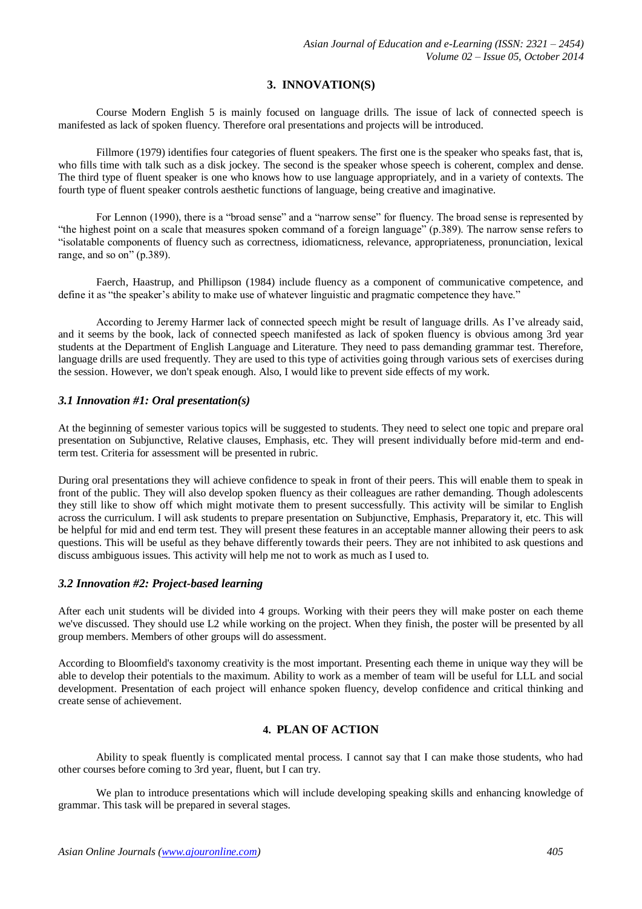## 3. INNOVATION(S)

Course Modern English 5 is mainly focused on language drills. The issue of lack of connected speech is manifested as lack of spoken fluency. Therefore oral presentations and projects will be introduced.

Fillmore (1979) identifies four categories of fluent speakers. The first one is the speaker who speaks fast, that is, who fills time with talk such as a disk jockey. The second is the speaker whose speech is coherent, complex and dense. The third type of fluent speaker is one who knows how to use language appropriately, and in a variety of contexts. The fourth type of fluent speaker controls aesthetic functions of language, being creative and imaginative.

For Lennon (1990), there is a "broad sense" and a "narrow sense" for fluency. The broad sense is represented by "the highest point on a scale that measures spoken command of a foreign language" (p.389). The narrow sense refers to "isolatable components of fluency such as correctness, idiomaticness, relevance, appropriateness, pronunciation, lexical range, and so on" (p.389).

Faerch, Haastrup, and Phillipson (1984) include fluency as a component of communicative competence, and define it as "the speaker's ability to make use of whatever linguistic and pragmatic competence they have."

According to Jeremy Harmer lack of connected speech might be result of language drills. As I've already said, and it seems by the book, lack of connected speech manifested as lack of spoken fluency is obvious among 3rd year students at the Department of English Language and Literature. They need to pass demanding grammar test. Therefore, language drills are used frequently. They are used to this type of activities going through various sets of exercises during the session. However, we don't speak enough. Also, I would like to prevent side effects of my work.

### *3.1 Innovation #1: Oral presentation(s)*

At the beginning of semester various topics will be suggested to students. They need to select one topic and prepare oral presentation on Subjunctive, Relative clauses, Emphasis, etc. They will present individually before mid-term and end-term test. Criteria for assessment will be presented in rubric.

During oral presentations they will achieve confidence to speak in front of their peers. This will enable them to speak in front of the public. They will also develop spoken fluency as their colleagues are rather demanding. Though adolescents they still like to show off which might motivate them to present successfully. This activity will be similar to English across the curriculum. I will ask students to prepare presentation on Subjunctive, Emphasis, Preparatory it, etc. This will be helpful for mid and end term test. They will present these features in an acceptable manner allowing their peers to ask questions. This will be useful as they behave differently towards their peers. They are not inhibited to ask questions and discuss ambiguous issues. This activity will help me not to work as much as I used to.

### *3.2 Innovation #2: Project-based learning*

After each unit students will be divided into 4 groups. Working with their peers they will make poster on each theme we've discussed. They should use L2 while working on the project. When they finish, the poster will be presented by all group members. Members of other groups will do assessment.

According to Bloomfield's taxonomy creativity is the most important. Presenting each theme in unique way they will be able to develop their potentials to the maximum. Ability to work as a member of team will be useful for LLL and social development. Presentation of each project will enhance spoken fluency, develop confidence and critical thinking and create sense of achievement.

## 4. PLAN OF ACTION

Ability to speak fluently is complicated mental process. I cannot say that I can make those students, who had other courses before coming to 3rd year, fluent, but I can try.

We plan to introduce presentations which will include developing speaking skills and enhancing knowledge of grammar. This task will be prepared in several stages.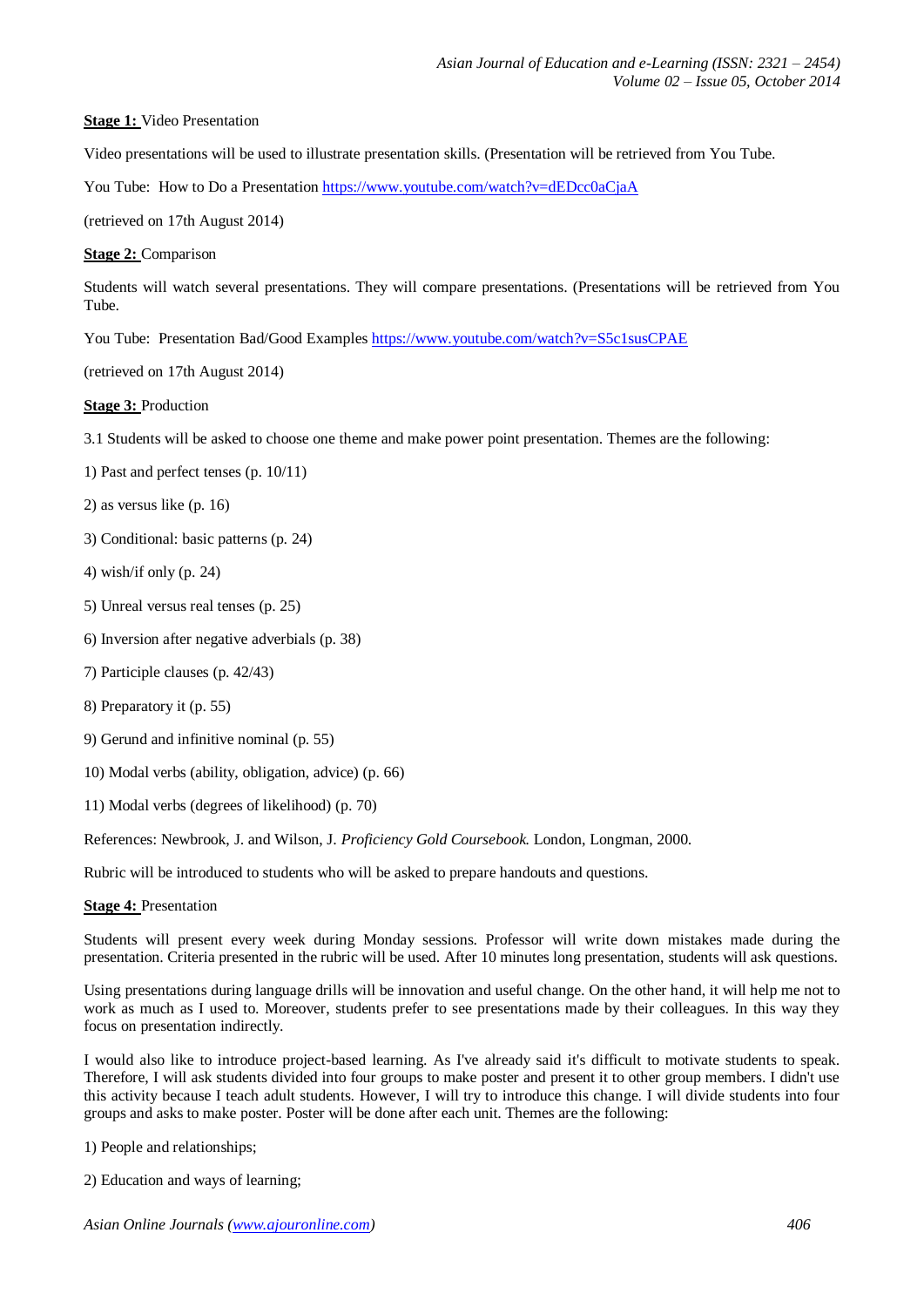**Stage 1:** Video Presentation

Video presentations will be used to illustrate presentation skills. (Presentation will be retrieved from You Tube.

You Tube: How to Do a Presentation https://www.youtube.com/watch?v=dEDcc0aCjaA

(retrieved on 17th August 2014)

**Stage 2:** Comparison

Students will watch several presentations. They will compare presentations. (Presentations will be retrieved from You Tube.

You Tube: Presentation Bad/Good Examples https://www.youtube.com/watch?v=S5c1susCPAE

(retrieved on 17th August 2014)

**Stage 3:** Production

3.1 Students will be asked to choose one theme and make power point presentation. Themes are the following:

1) Past and perfect tenses (p. 10/11)

2) as versus like (p. 16)

3) Conditional: basic patterns (p. 24)

4) wish/if only (p. 24)

5) Unreal versus real tenses (p. 25)

6) Inversion after negative adverbials (p. 38)

7) Participle clauses (p. 42/43)

8) Preparatory it (p. 55)

9) Gerund and infinitive nominal (p. 55)

10) Modal verbs (ability, obligation, advice) (p. 66)

11) Modal verbs (degrees of likelihood) (p. 70)

References: Newbrook, J. and Wilson, J. *Proficiency Gold Coursebook.* London, Longman, 2000.

Rubric will be introduced to students who will be asked to prepare handouts and questions.

**Stage 4:** Presentation

Students will present every week during Monday sessions. Professor will write down mistakes made during the presentation. Criteria presented in the rubric will be used. After 10 minutes long presentation, students will ask questions.

Using presentations during language drills will be innovation and useful change. On the other hand, it will help me not to work as much as I used to. Moreover, students prefer to see presentations made by their colleagues. In this way they focus on presentation indirectly.

I would also like to introduce project-based learning. As I've already said it's difficult to motivate students to speak. Therefore, I will ask students divided into four groups to make poster and present it to other group members. I didn't use this activity because I teach adult students. However, I will try to introduce this change. I will divide students into four groups and asks to make poster. Poster will be done after each unit. Themes are the following:

1) People and relationships;

2) Education and ways of learning;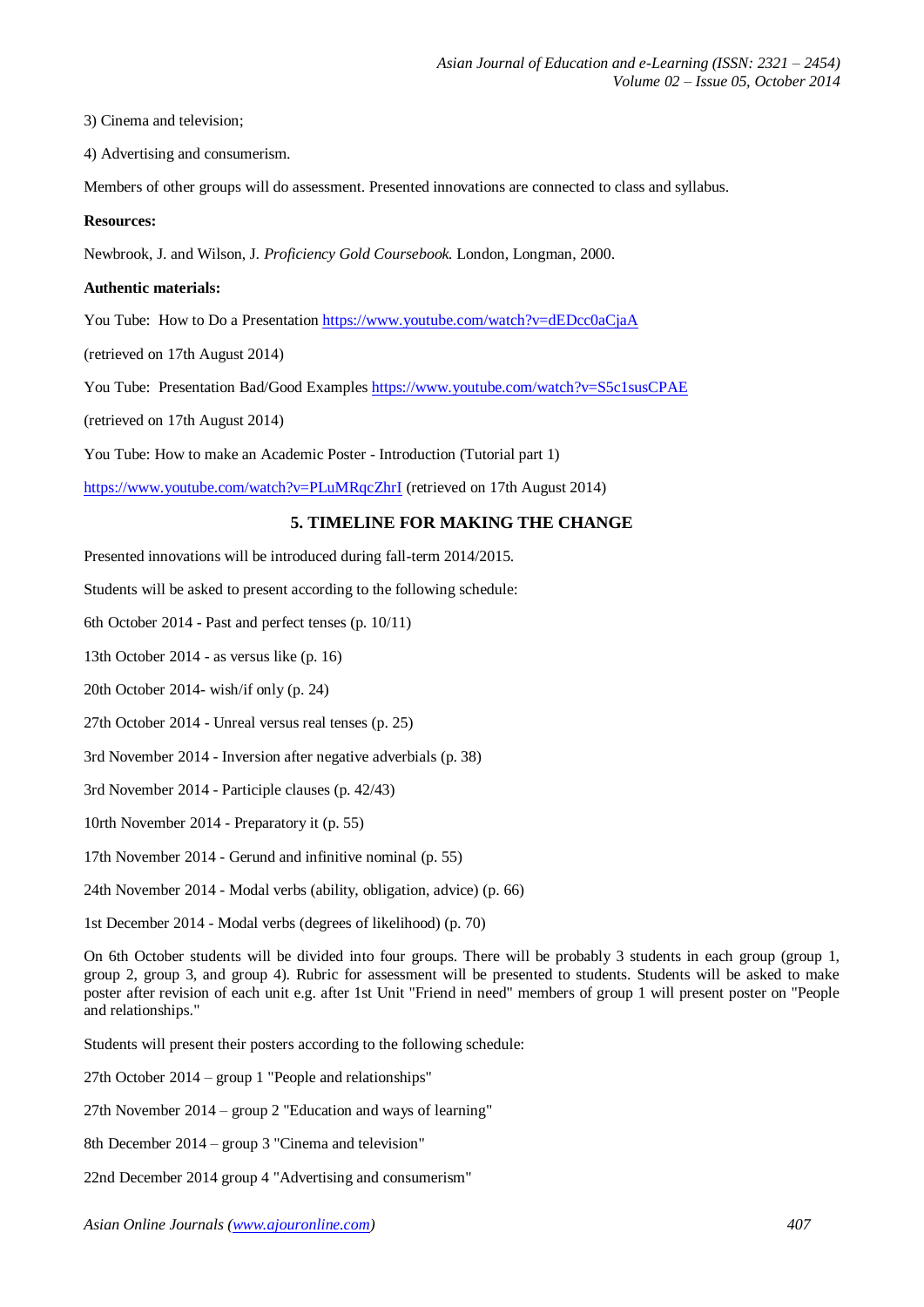3) Cinema and television;

4) Advertising and consumerism.

Members of other groups will do assessment. Presented innovations are connected to class and syllabus.

**Resources:**

Newbrook, J. and Wilson, J. *Proficiency Gold Coursebook.* London, Longman, 2000.

**Authentic materials:**

You Tube: How to Do a Presentation https://www.youtube.com/watch?v=dEDcc0aCjaA

(retrieved on 17th August 2014)

You Tube: Presentation Bad/Good Examples https://www.youtube.com/watch?v=S5c1susCPAE

(retrieved on 17th August 2014)

You Tube: How to make an Academic Poster - Introduction (Tutorial part 1)

https://www.youtube.com/watch?v=PLuMRqcZhrI (retrieved on 17th August 2014)

## 5. TIMELINE FOR MAKING THE CHANGE

Presented innovations will be introduced during fall-term 2014/2015.

Students will be asked to present according to the following schedule:

6th October 2014 - Past and perfect tenses (p. 10/11)

13th October 2014 - as versus like (p. 16)

20th October 2014- wish/if only (p. 24)

27th October 2014 - Unreal versus real tenses (p. 25)

3rd November 2014 - Inversion after negative adverbials (p. 38)

3rd November 2014 - Participle clauses (p. 42/43)

10rth November 2014 - Preparatory it (p. 55)

17th November 2014 - Gerund and infinitive nominal (p. 55)

24th November 2014 - Modal verbs (ability, obligation, advice) (p. 66)

1st December 2014 - Modal verbs (degrees of likelihood) (p. 70)

On 6th October students will be divided into four groups. There will be probably 3 students in each group (group 1, group 2, group 3, and group 4). Rubric for assessment will be presented to students. Students will be asked to make poster after revision of each unit e.g. after 1st Unit "Friend in need" members of group 1 will present poster on "People and relationships."

Students will present their posters according to the following schedule:

27th October 2014 – group 1 "People and relationships"

27th November 2014 – group 2 "Education and ways of learning"

8th December 2014 – group 3 "Cinema and television"

22nd December 2014 group 4 "Advertising and consumerism"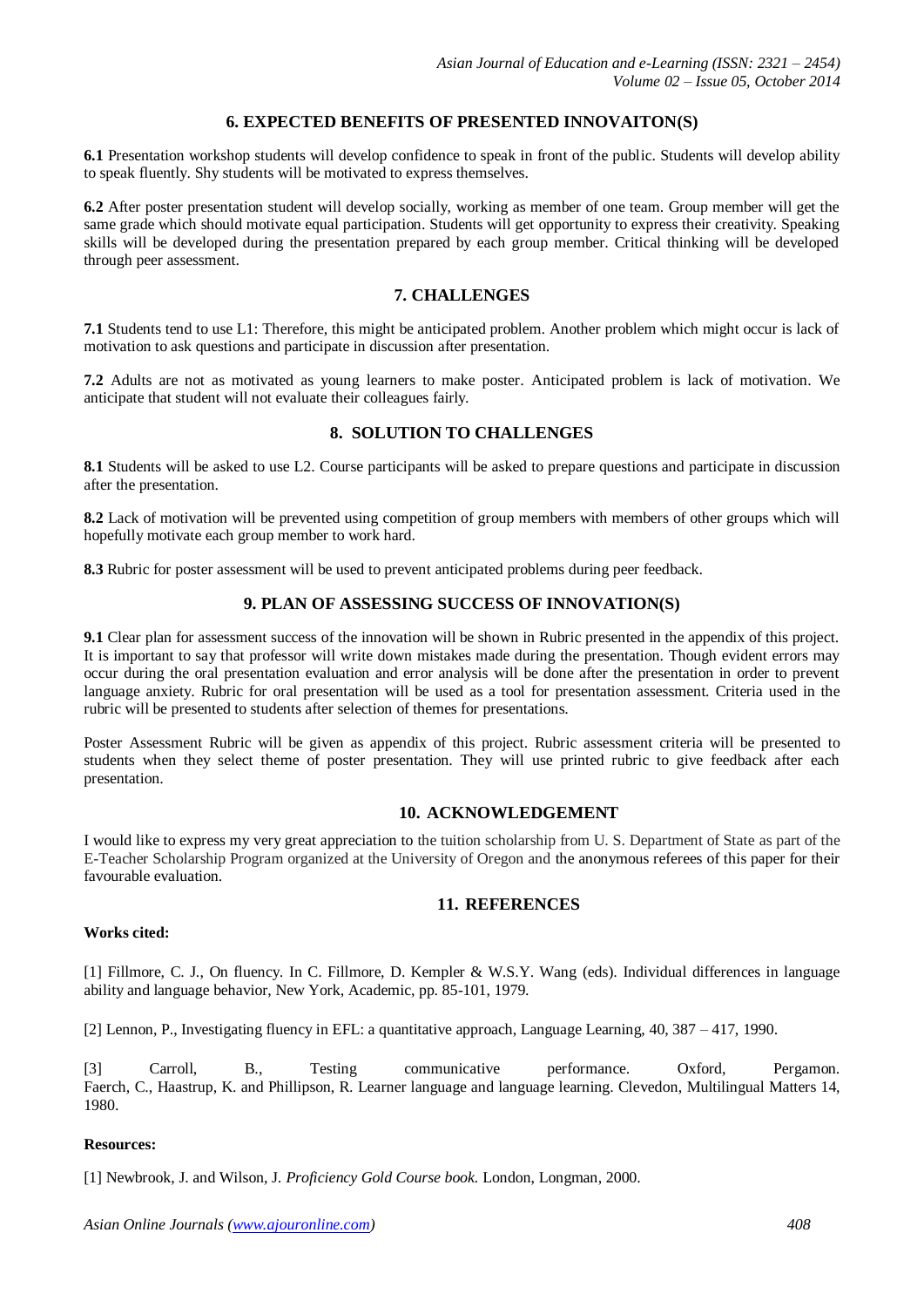## 6. EXPECTED BENEFITS OF PRESENTED INNOVAITON(S)

**6.1** Presentation workshop students will develop confidence to speak in front of the public. Students will develop ability to speak fluently. Shy students will be motivated to express themselves.

**6.2** After poster presentation student will develop socially, working as member of one team. Group member will get the same grade which should motivate equal participation. Students will get opportunity to express their creativity. Speaking skills will be developed during the presentation prepared by each group member. Critical thinking will be developed through peer assessment.

## 7. CHALLENGES

**7.1** Students tend to use L1: Therefore, this might be anticipated problem. Another problem which might occur is lack of motivation to ask questions and participate in discussion after presentation.

**7.2** Adults are not as motivated as young learners to make poster. Anticipated problem is lack of motivation. We anticipate that student will not evaluate their colleagues fairly.

## 8. SOLUTION TO CHALLENGES

**8.1** Students will be asked to use L2. Course participants will be asked to prepare questions and participate in discussion after the presentation.

**8.2** Lack of motivation will be prevented using competition of group members with members of other groups which will hopefully motivate each group member to work hard.

**8.3** Rubric for poster assessment will be used to prevent anticipated problems during peer feedback.

## 9. PLAN OF ASSESSING SUCCESS OF INNOVATION(S)

**9.1** Clear plan for assessment success of the innovation will be shown in Rubric presented in the appendix of this project. It is important to say that professor will write down mistakes made during the presentation. Though evident errors may occur during the oral presentation evaluation and error analysis will be done after the presentation in order to prevent language anxiety. Rubric for oral presentation will be used as a tool for presentation assessment. Criteria used in the rubric will be presented to students after selection of themes for presentations.

Poster Assessment Rubric will be given as appendix of this project. Rubric assessment criteria will be presented to students when they select theme of poster presentation. They will use printed rubric to give feedback after each presentation.

## 10. ACKNOWLEDGEMENT

I would like to express my very great appreciation to the tuition scholarship from U. S. Department of State as part of the E-Teacher Scholarship Program organized at the University of Oregon and the anonymous referees of this paper for their favourable evaluation.

## 11. REFERENCES

**Works cited:**

[1] Fillmore, C. J., On fluency. In C. Fillmore, D. Kempler & W.S.Y. Wang (eds). Individual differences in language ability and language behavior, New York, Academic, pp. 85-101, 1979.

[2] Lennon, P., Investigating fluency in EFL: a quantitative approach, Language Learning, 40, 387 – 417, 1990.

[3] Carroll, B., Testing communicative performance. Oxford, Pergamon. Faerch, C., Haastrup, K. and Phillipson, R. Learner language and language learning. Clevedon, Multilingual Matters 14, 1980.

**Resources:**

[1] Newbrook, J. and Wilson, J. *Proficiency Gold Course book.* London, Longman, 2000.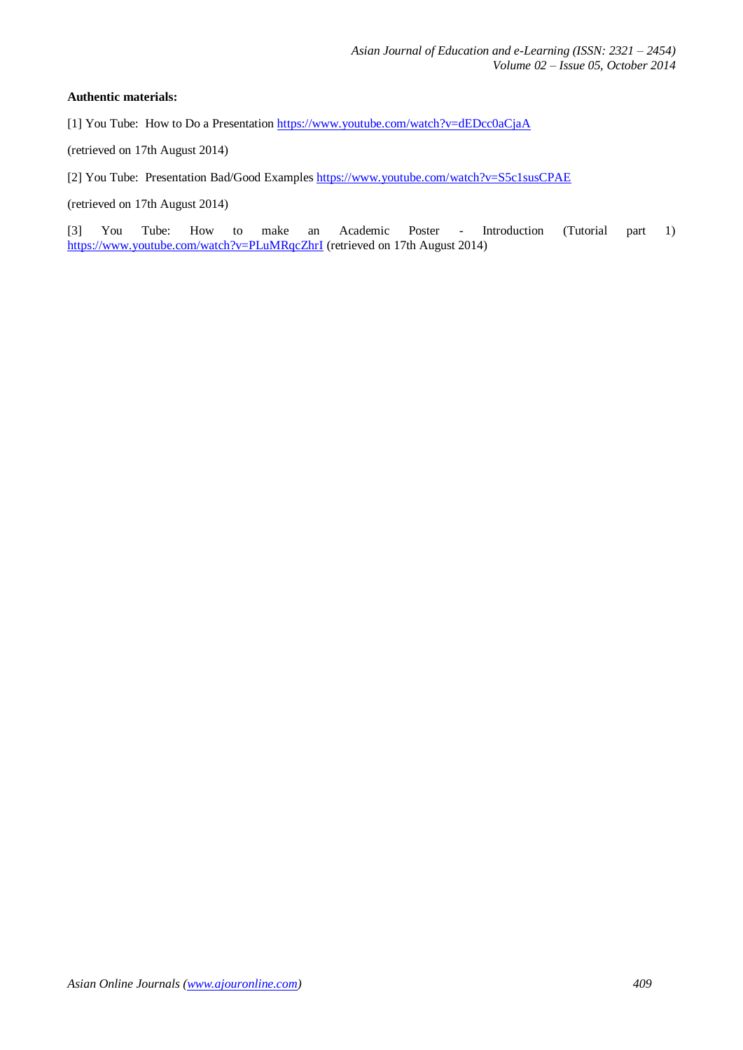**Authentic materials:**

[1] You Tube: How to Do a Presentation https://www.youtube.com/watch?v=dEDcc0aCjaA

(retrieved on 17th August 2014)

[2] You Tube: Presentation Bad/Good Examples https://www.youtube.com/watch?v=S5c1susCPAE

(retrieved on 17th August 2014)

[3] You Tube: How to make an Academic Poster - Introduction (Tutorial part 1) https://www.youtube.com/watch?v=PLuMRqcZhrI (retrieved on 17th August 2014)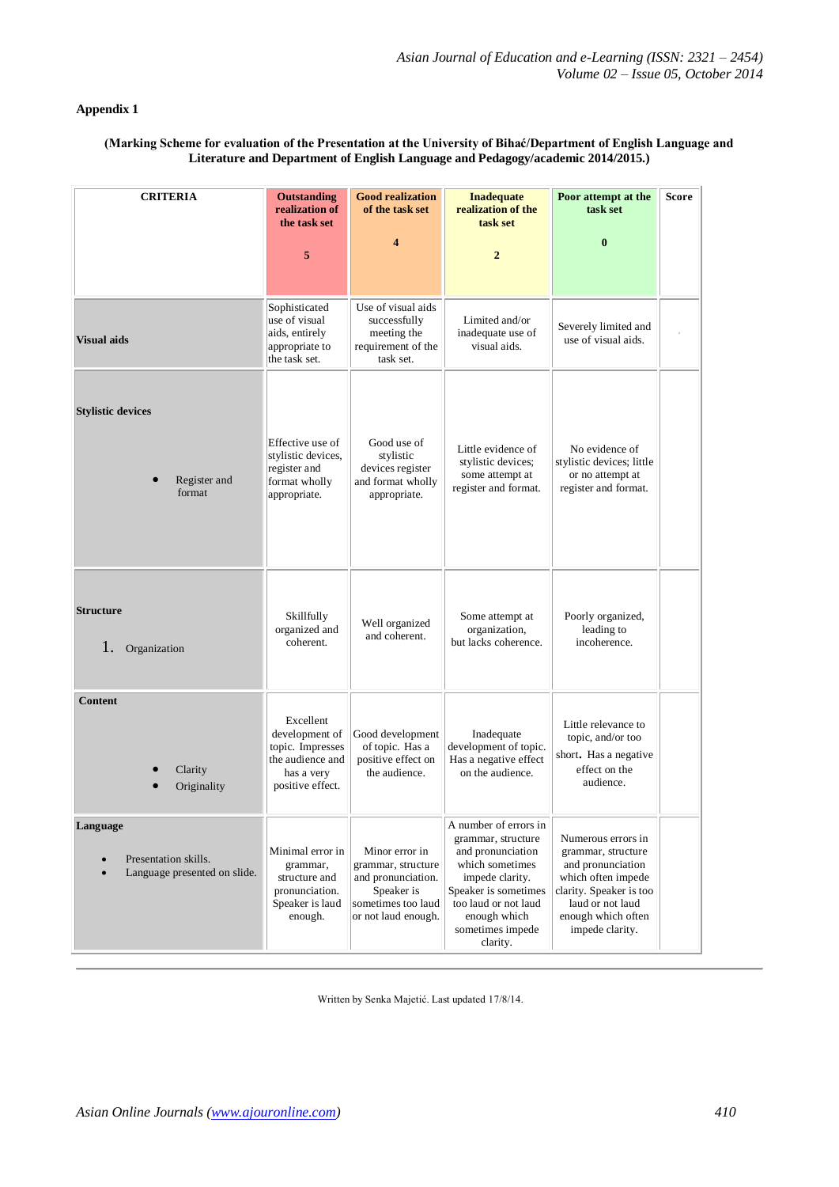**Appendix 1**

**(Marking Scheme for evaluation of the Presentation at the University of Bihać/Department of English Language and Literature and Department of English Language and Pedagogy/academic 2014/2015.)**

| CRITERIA | Outstanding realization of the task set 5 | Good realization of the task set 4 | Inadequate realization of the task set 2 | Poor attempt at the task set 0 | Score |
|---|---|---|---|---|---|
| **Visual aids** | Sophisticated use of visual aids, entirely appropriate to the task set. | Use of visual aids successfully meeting the requirement of the task set. | Limited and/or inadequate use of visual aids. | Severely limited and use of visual aids. | |
| **Stylistic devices**<br>• Register and format | Effective use of stylistic devices, register and format wholly appropriate. | Good use of stylistic devices register and format wholly appropriate. | Little evidence of stylistic devices; some attempt at register and format. | No evidence of stylistic devices; little or no attempt at register and format. | |
| **Structure**<br>1. Organization | Skillfully organized and coherent. | Well organized and coherent. | Some attempt at organization, but lacks coherence. | Poorly organized, leading to incoherence. | |
| **Content**<br>• Clarity<br>• Originality | Excellent development of topic. Impresses the audience and has a very positive effect. | Good development of topic. Has a positive effect on the audience. | Inadequate development of topic. Has a negative effect on the audience. | Little relevance to topic, and/or too short. Has a negative effect on the audience. | |
| **Language**<br>• Presentation skills.<br>• Language presented on slide. | Minimal error in grammar, structure and pronunciation. Speaker is laud enough. | Minor error in grammar, structure and pronunciation. Speaker is sometimes too laud or not laud enough. | A number of errors in grammar, structure and pronunciation which sometimes impede clarity. Speaker is sometimes too laud or not laud enough which sometimes impede clarity. | Numerous errors in grammar, structure and pronunciation which often impede clarity. Speaker is too laud or not laud enough which often impede clarity. | |

Written by Senka Majetić. Last updated 17/8/14.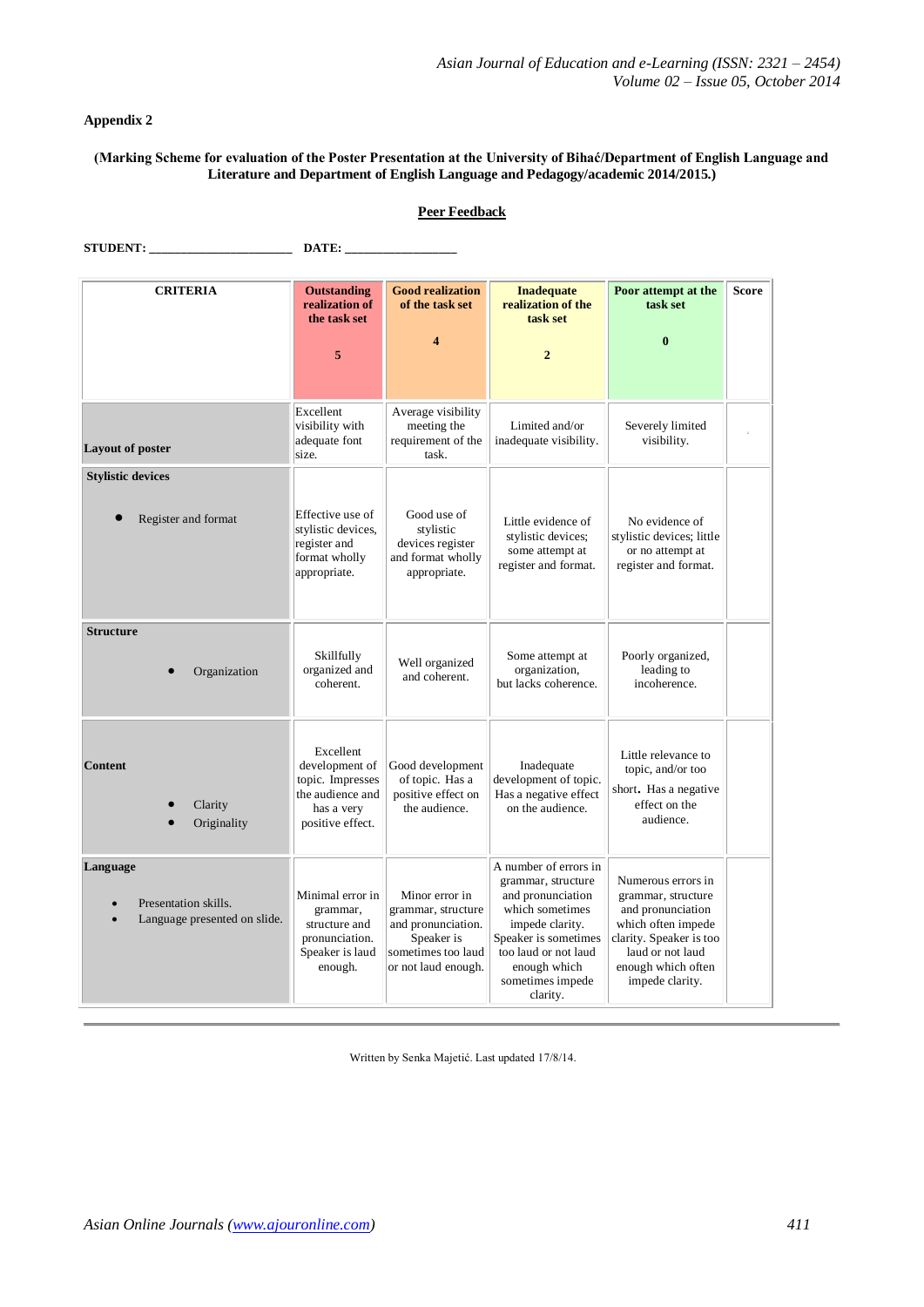**Appendix 2**

**(Marking Scheme for evaluation of the Poster Presentation at the University of Bihać/Department of English Language and Literature and Department of English Language and Pedagogy/academic 2014/2015.)**

**Peer Feedback**

**STUDENT:** ______________________ **DATE:** _________________

| CRITERIA | Outstanding realization of the task set 5 | Good realization of the task set 4 | Inadequate realization of the task set 2 | Poor attempt at the task set 0 | Score |
|---|---|---|---|---|---|
| **Layout of poster** | Excellent visibility with adequate font size. | Average visibility meeting the requirement of the task. | Limited and/or inadequate visibility. | Severely limited visibility. | |
| **Stylistic devices** • Register and format | Effective use of stylistic devices, register and format wholly appropriate. | Good use of stylistic devices register and format wholly appropriate. | Little evidence of stylistic devices; some attempt at register and format. | No evidence of stylistic devices; little or no attempt at register and format. | |
| **Structure** • Organization | Skillfully organized and coherent. | Well organized and coherent. | Some attempt at organization, but lacks coherence. | Poorly organized, leading to incoherence. | |
| **Content** • Clarity • Originality | Excellent development of topic. Impresses the audience and has a very positive effect. | Good development of topic. Has a positive effect on the audience. | Inadequate development of topic. Has a negative effect on the audience. | Little relevance to topic, and/or too short. Has a negative effect on the audience. | |
| **Language** • Presentation skills. • Language presented on slide. | Minimal error in grammar, structure and pronunciation. Speaker is laud enough. | Minor error in grammar, structure and pronunciation. Speaker is sometimes too laud or not laud enough. | A number of errors in grammar, structure and pronunciation which sometimes impede clarity. Speaker is sometimes too laud or not laud enough which sometimes impede clarity. | Numerous errors in grammar, structure and pronunciation which often impede clarity. Speaker is too laud or not laud enough which often impede clarity. | |

Written by Senka Majetić. Last updated 17/8/14.